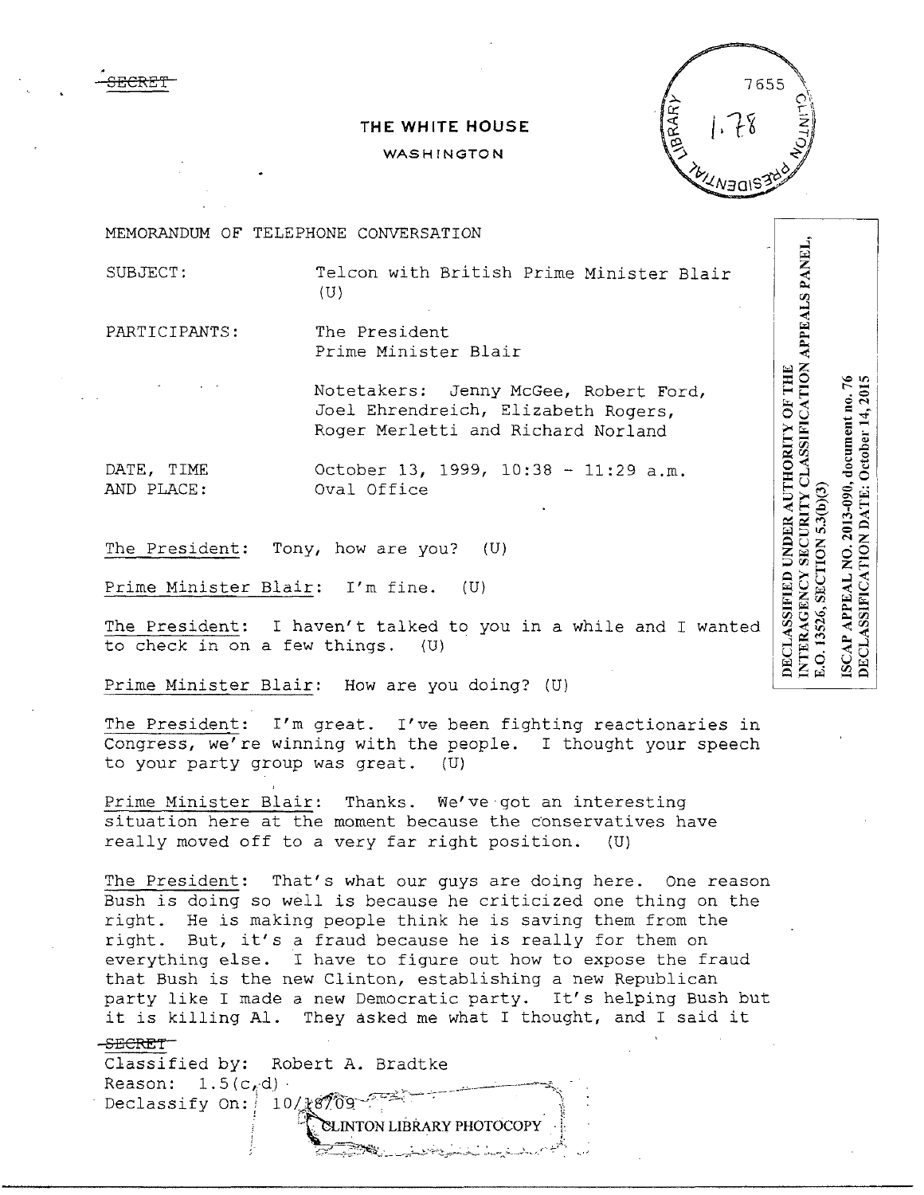~~SECRET~~

THE WHITE HOUSE

WASHINGTON

7655

1.78

CLINTON PRESIDENTIAL LIBRARY

DECLASSIFIED UNDER AUTHORITY OF THE INTERAGENCY SECURITY CLASSIFICATION APPEALS PANEL, E.O. 13526, SECTION 5.3(b)(3)

ISCAP APPEAL NO. 2013-090, document no. 76
DECLASSIFICATION DATE: October 14, 2015

MEMORANDUM OF TELEPHONE CONVERSATION

SUBJECT: Telcon with British Prime Minister Blair (U)

PARTICIPANTS: The President
Prime Minister Blair

Notetakers: Jenny McGee, Robert Ford, Joel Ehrendreich, Elizabeth Rogers, Roger Merletti and Richard Norland

DATE, TIME AND PLACE: October 13, 1999, 10:38 - 11:29 a.m. Oval Office

The President: Tony, how are you? (U)

Prime Minister Blair: I'm fine. (U)

The President: I haven't talked to you in a while and I wanted to check in on a few things. (U)

Prime Minister Blair: How are you doing? (U)

The President: I'm great. I've been fighting reactionaries in Congress, we're winning with the people. I thought your speech to your party group was great. (U)

Prime Minister Blair: Thanks. We've got an interesting situation here at the moment because the conservatives have really moved off to a very far right position. (U)

The President: That's what our guys are doing here. One reason Bush is doing so well is because he criticized one thing on the right. He is making people think he is saving them from the right. But, it's a fraud because he is really for them on everything else. I have to figure out how to expose the fraud that Bush is the new Clinton, establishing a new Republican party like I made a new Democratic party. It's helping Bush but it is killing Al. They asked me what I thought, and I said it

~~SECRET~~

Classified by: Robert A. Bradtke
Reason: 1.5(c,d)
Declassify On: 10/18/09

CLINTON LIBRARY PHOTOCOPY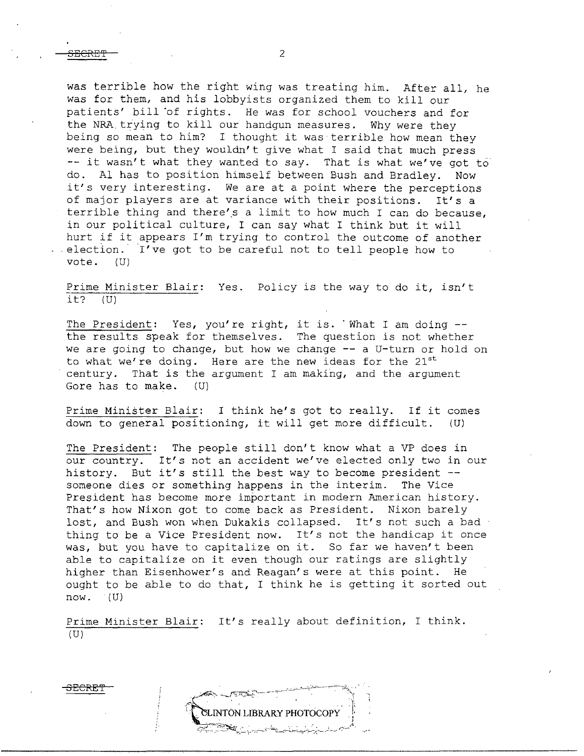was terrible how the right wing was treating him. After all, he was for them, and his lobbyists organized them to kill our patients' bill of rights. He was for school vouchers and for the NRA trying to kill our handgun measures. Why were they being so mean to him? I thought it was terrible how mean they were being, but they wouldn't give what I said that much press -- it wasn't what they wanted to say. That is what we've got to do. Al has to position himself between Bush and Bradley. Now it's very interesting. We are at a point where the perceptions of major players are at variance with their positions. It's a terrible thing and there's a limit to how much I can do because, in our political culture, I can say what I think but it will hurt if it appears I'm trying to control the outcome of another election. I've got to be careful not to tell people how to vote. (U)

Prime Minister Blair: Yes. Policy is the way to do it, isn't it? (U)

The President: Yes, you're right, it is. What I am doing -- the results speak for themselves. The question is not whether we are going to change, but how we change -- a U-turn or hold on to what we're doing. Here are the new ideas for the 21st century. That is the argument I am making, and the argument Gore has to make. (U)

Prime Minister Blair: I think he's got to really. If it comes down to general positioning, it will get more difficult. (U)

The President: The people still don't know what a VP does in our country. It's not an accident we've elected only two in our history. But it's still the best way to become president -- someone dies or something happens in the interim. The Vice President has become more important in modern American history. That's how Nixon got to come back as President. Nixon barely lost, and Bush won when Dukakis collapsed. It's not such a bad thing to be a Vice President now. It's not the handicap it once was, but you have to capitalize on it. So far we haven't been able to capitalize on it even though our ratings are slightly higher than Eisenhower's and Reagan's were at this point. He ought to be able to do that, I think he is getting it sorted out now. (U)

Prime Minister Blair: It's really about definition, I think. (U)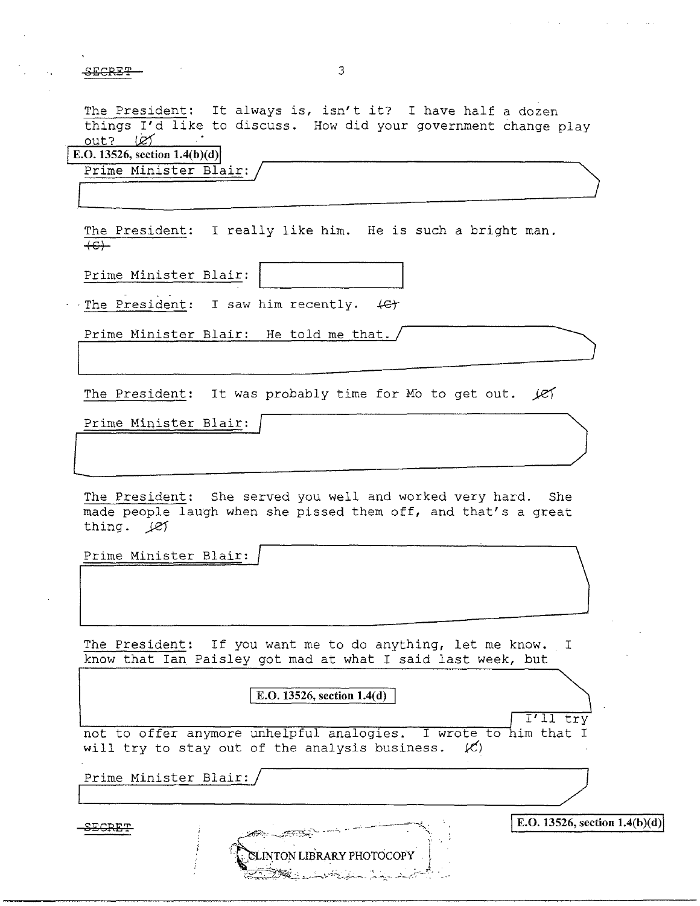The President: It always is, isn't it? I have half a dozen things I'd like to discuss. How did your government change play out? (C)

E.O. 13526, section 1.4(b)(d)

Prime Minister Blair:

The President: I really like him. He is such a bright man. (C)

Prime Minister Blair:

The President: I saw him recently. (C)

Prime Minister Blair: He told me that.

The President: It was probably time for Mo to get out. (C)

Prime Minister Blair:

The President: She served you well and worked very hard. She made people laugh when she pissed them off, and that's a great thing. (C)

Prime Minister Blair:

The President: If you want me to do anything, let me know. I know that Ian Paisley got mad at what I said last week, but

E.O. 13526, section 1.4(d)

I'll try not to offer anymore unhelpful analogies. I wrote to him that I will try to stay out of the analysis business. (C)

Prime Minister Blair:

E.O. 13526, section 1.4(b)(d)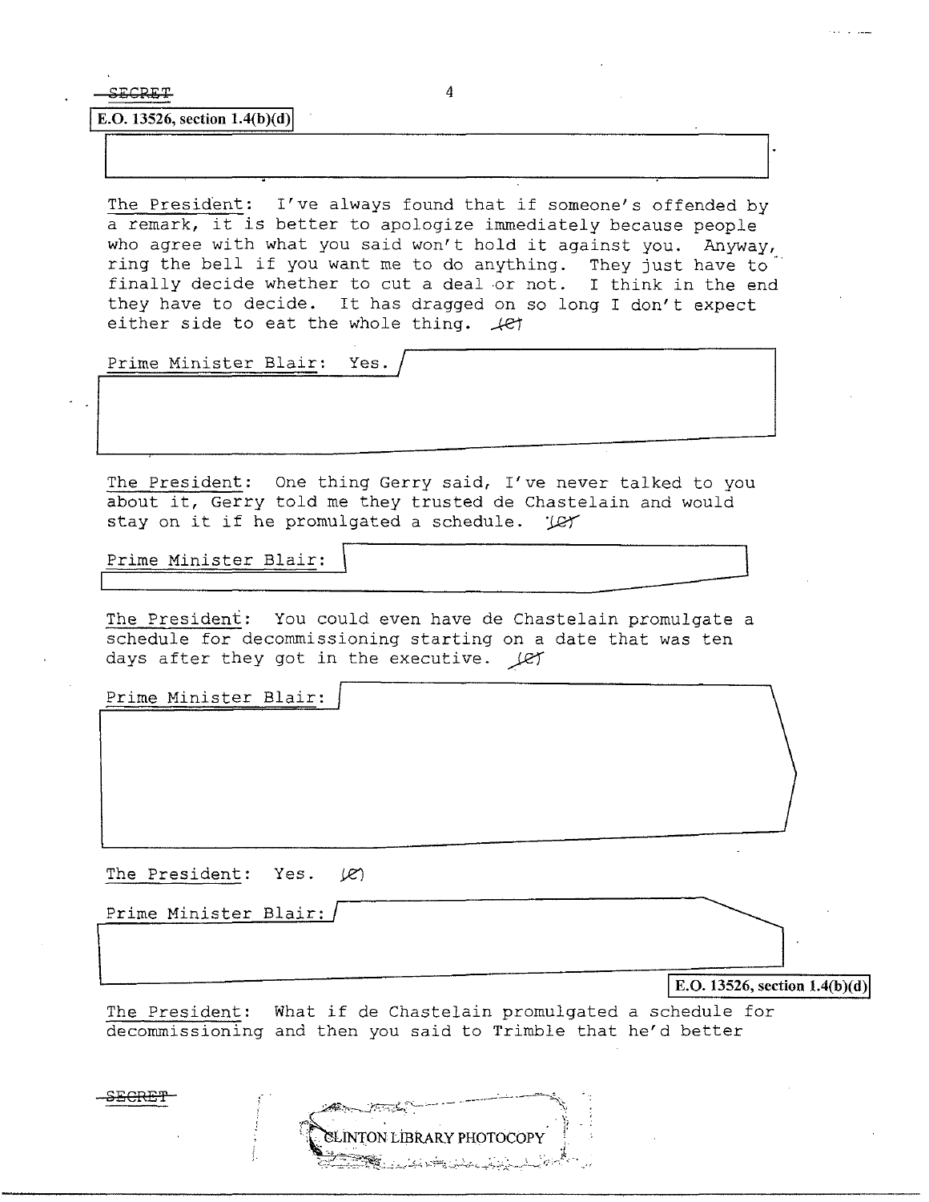SECRET

E.O. 13526, section 1.4(b)(d)

The President: I've always found that if someone's offended by a remark, it is better to apologize immediately because people who agree with what you said won't hold it against you. Anyway, ring the bell if you want me to do anything. They just have to finally decide whether to cut a deal or not. I think in the end they have to decide. It has dragged on so long I don't expect either side to eat the whole thing. (C)

Prime Minister Blair: Yes.

The President: One thing Gerry said, I've never talked to you about it, Gerry told me they trusted de Chastelain and would stay on it if he promulgated a schedule. (C)

Prime Minister Blair:

The President: You could even have de Chastelain promulgate a schedule for decommissioning starting on a date that was ten days after they got in the executive. (C)

Prime Minister Blair:

The President: Yes. (C)

Prime Minister Blair:

E.O. 13526, section 1.4(b)(d)

The President: What if de Chastelain promulgated a schedule for decommissioning and then you said to Trimble that he'd better

SECRET

CLINTON LIBRARY PHOTOCOPY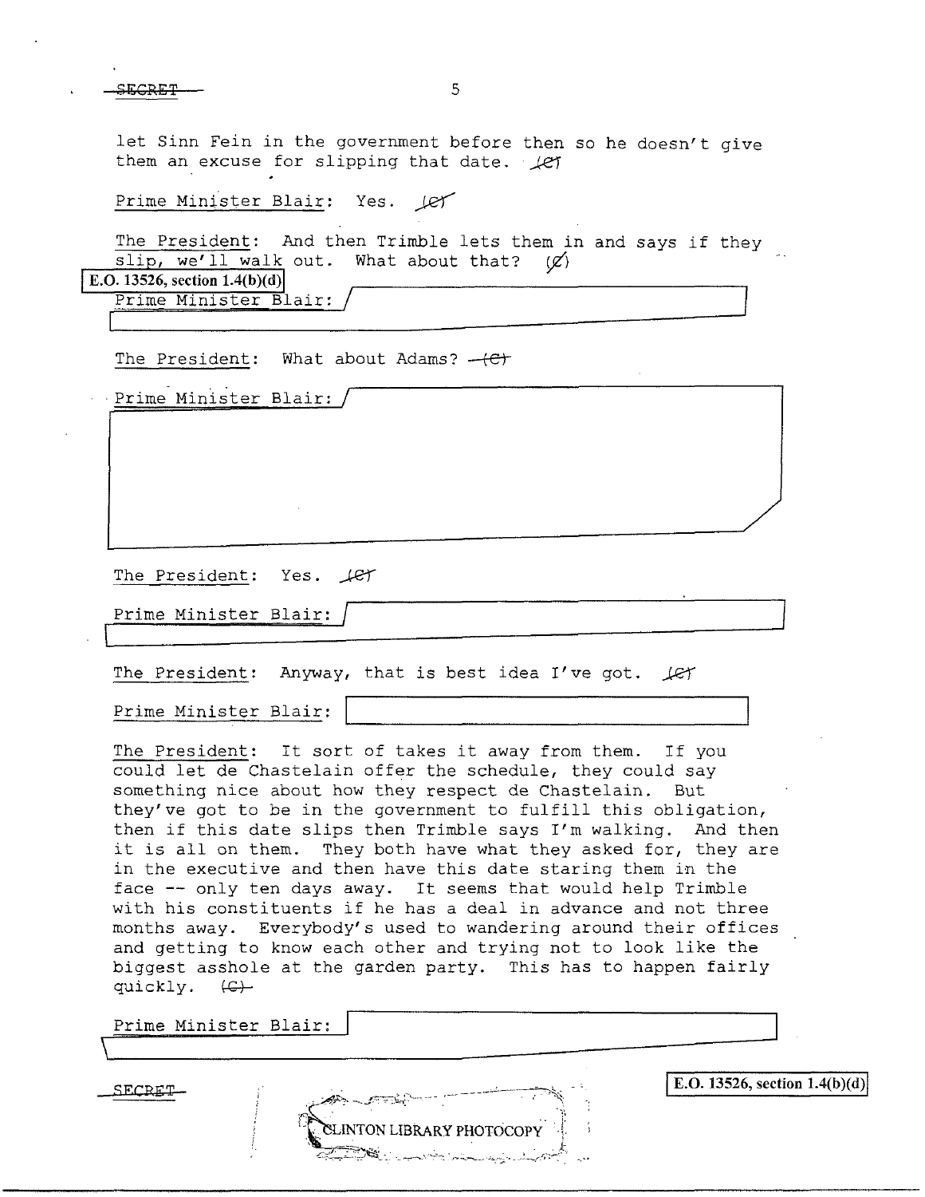let Sinn Fein in the government before then so he doesn't give them an excuse for slipping that date. (C)

Prime Minister Blair: Yes. (C)

The President: And then Trimble lets them in and says if they slip, we'll walk out. What about that? (C)

E.O. 13526, section 1.4(b)(d)

Prime Minister Blair:

The President: What about Adams? (C)

Prime Minister Blair:

The President: Yes. (C)

Prime Minister Blair:

The President: Anyway, that is best idea I've got. (C)

Prime Minister Blair:

The President: It sort of takes it away from them. If you could let de Chastelain offer the schedule, they could say something nice about how they respect de Chastelain. But they've got to be in the government to fulfill this obligation, then if this date slips then Trimble says I'm walking. And then it is all on them. They both have what they asked for, they are in the executive and then have this date staring them in the face -- only ten days away. It seems that would help Trimble with his constituents if he has a deal in advance and not three months away. Everybody's used to wandering around their offices and getting to know each other and trying not to look like the biggest asshole at the garden party. This has to happen fairly quickly. (C)

Prime Minister Blair:

E.O. 13526, section 1.4(b)(d)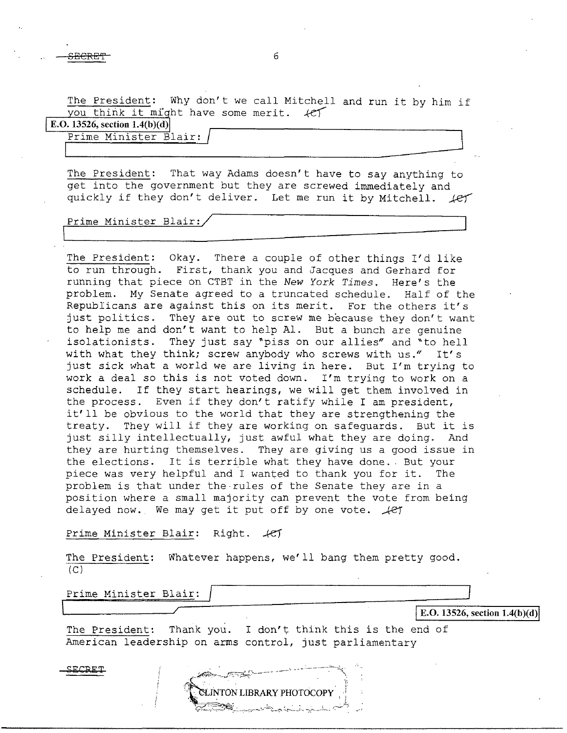The President: Why don't we call Mitchell and run it by him if you think it might have some merit. (C)

E.O. 13526, section 1.4(b)(d)

Prime Minister Blair:

The President: That way Adams doesn't have to say anything to get into the government but they are screwed immediately and quickly if they don't deliver. Let me run it by Mitchell. (C)

Prime Minister Blair:

The President: Okay. There a couple of other things I'd like to run through. First, thank you and Jacques and Gerhard for running that piece on CTBT in the *New York Times*. Here's the problem. My Senate agreed to a truncated schedule. Half of the Republicans are against this on its merit. For the others it's just politics. They are out to screw me because they don't want to help me and don't want to help Al. But a bunch are genuine isolationists. They just say "piss on our allies" and "to hell with what they think; screw anybody who screws with us." It's just sick what a world we are living in here. But I'm trying to work a deal so this is not voted down. I'm trying to work on a schedule. If they start hearings, we will get them involved in the process. Even if they don't ratify while I am president, it'll be obvious to the world that they are strengthening the treaty. They will if they are working on safeguards. But it is just silly intellectually, just awful what they are doing. And they are hurting themselves. They are giving us a good issue in the elections. It is terrible what they have done. But your piece was very helpful and I wanted to thank you for it. The problem is that under the rules of the Senate they are in a position where a small majority can prevent the vote from being delayed now. We may get it put off by one vote. (C)

Prime Minister Blair: Right. (C)

The President: Whatever happens, we'll bang them pretty good. (C)

Prime Minister Blair:

E.O. 13526, section 1.4(b)(d)

The President: Thank you. I don't think this is the end of American leadership on arms control, just parliamentary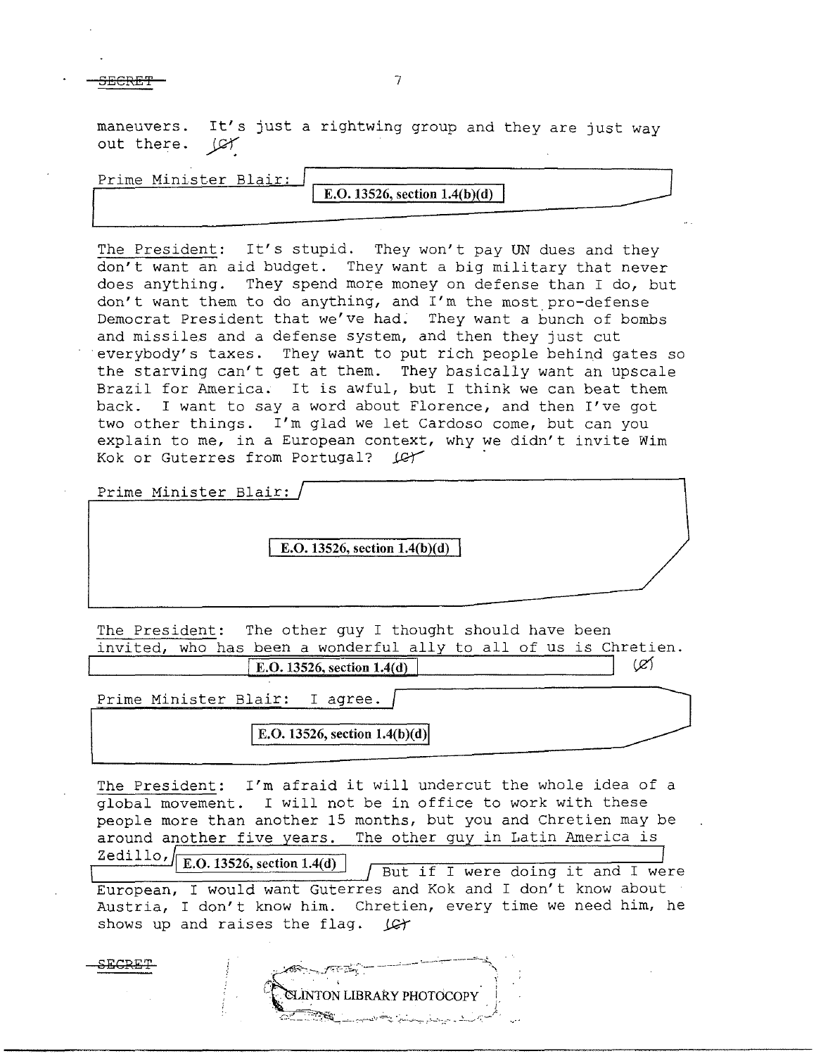maneuvers. It's just a rightwing group and they are just way out there. (C)

Prime Minister Blair: E.O. 13526, section 1.4(b)(d)

The President: It's stupid. They won't pay UN dues and they don't want an aid budget. They want a big military that never does anything. They spend more money on defense than I do, but don't want them to do anything, and I'm the most pro-defense Democrat President that we've had. They want a bunch of bombs and missiles and a defense system, and then they just cut everybody's taxes. They want to put rich people behind gates so the starving can't get at them. They basically want an upscale Brazil for America. It is awful, but I think we can beat them back. I want to say a word about Florence, and then I've got two other things. I'm glad we let Cardoso come, but can you explain to me, in a European context, why we didn't invite Wim Kok or Guterres from Portugal? (C)

Prime Minister Blair: E.O. 13526, section 1.4(b)(d)

The President: The other guy I thought should have been invited, who has been a wonderful ally to all of us is Chretien. E.O. 13526, section 1.4(d) (C)

Prime Minister Blair: I agree. E.O. 13526, section 1.4(b)(d)

The President: I'm afraid it will undercut the whole idea of a global movement. I will not be in office to work with these people more than another 15 months, but you and Chretien may be around another five years. The other guy in Latin America is Zedillo, E.O. 13526, section 1.4(d) But if I were doing it and I were European, I would want Guterres and Kok and I don't know about Austria, I don't know him. Chretien, every time we need him, he shows up and raises the flag. (C)

CLINTON LIBRARY PHOTOCOPY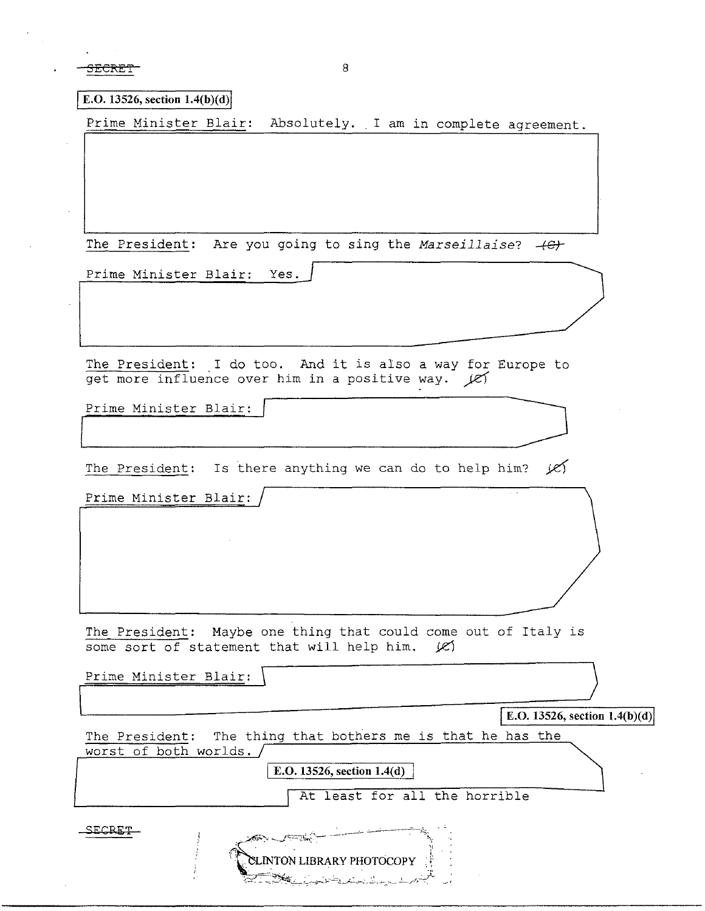SECRET

E.O. 13526, section 1.4(b)(d)

Prime Minister Blair: Absolutely. I am in complete agreement.

The President: Are you going to sing the *Marseillaise*? (C)

Prime Minister Blair: Yes.

The President: I do too. And it is also a way for Europe to get more influence over him in a positive way. (C)

Prime Minister Blair:

The President: Is there anything we can do to help him? (C)

Prime Minister Blair:

The President: Maybe one thing that could come out of Italy is some sort of statement that will help him. (C)

Prime Minister Blair:

E.O. 13526, section 1.4(b)(d)

The President: The thing that bothers me is that he has the worst of both worlds.

E.O. 13526, section 1.4(d)

At least for all the horrible

SECRET

CLINTON LIBRARY PHOTOCOPY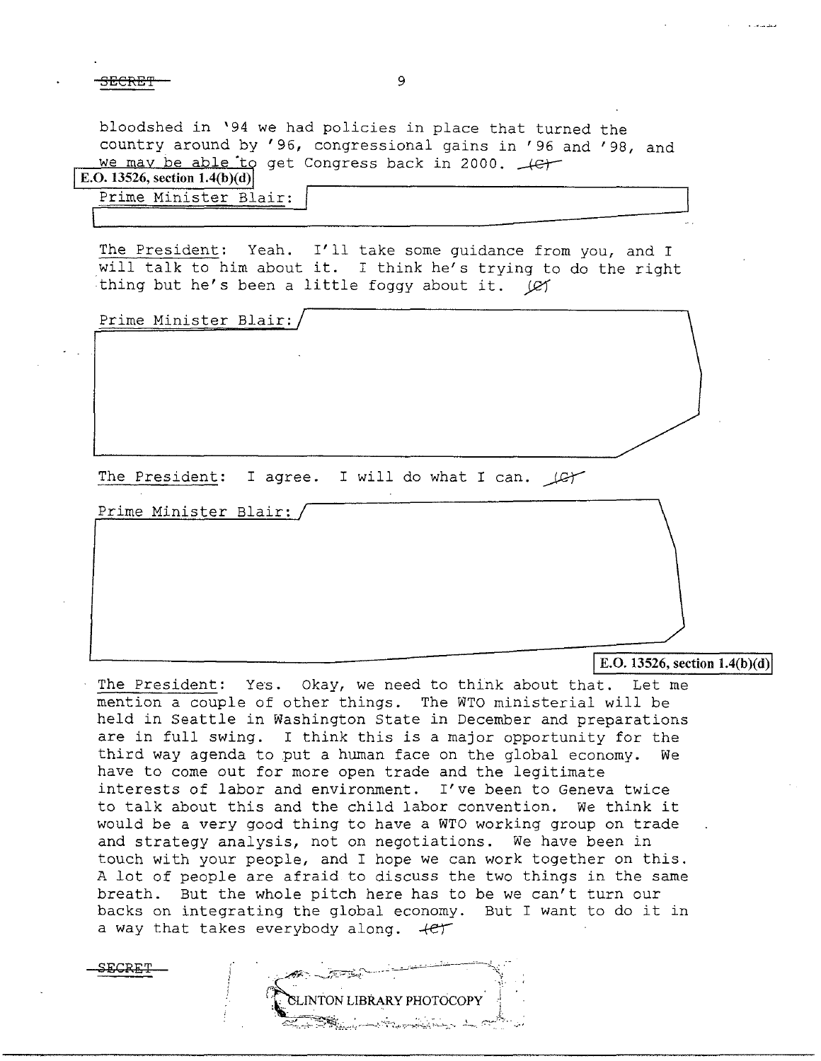bloodshed in '94 we had policies in place that turned the country around by '96, congressional gains in '96 and '98, and we may be able to get Congress back in 2000. (C)

E.O. 13526, section 1.4(b)(d)

Prime Minister Blair:

The President: Yeah. I'll take some guidance from you, and I will talk to him about it. I think he's trying to do the right thing but he's been a little foggy about it. (C)

Prime Minister Blair:

The President: I agree. I will do what I can. (C)

Prime Minister Blair:

E.O. 13526, section 1.4(b)(d)

The President: Yes. Okay, we need to think about that. Let me mention a couple of other things. The WTO ministerial will be held in Seattle in Washington State in December and preparations are in full swing. I think this is a major opportunity for the third way agenda to put a human face on the global economy. We have to come out for more open trade and the legitimate interests of labor and environment. I've been to Geneva twice to talk about this and the child labor convention. We think it would be a very good thing to have a WTO working group on trade and strategy analysis, not on negotiations. We have been in touch with your people, and I hope we can work together on this. A lot of people are afraid to discuss the two things in the same breath. But the whole pitch here has to be we can't turn our backs on integrating the global economy. But I want to do it in a way that takes everybody along. (C)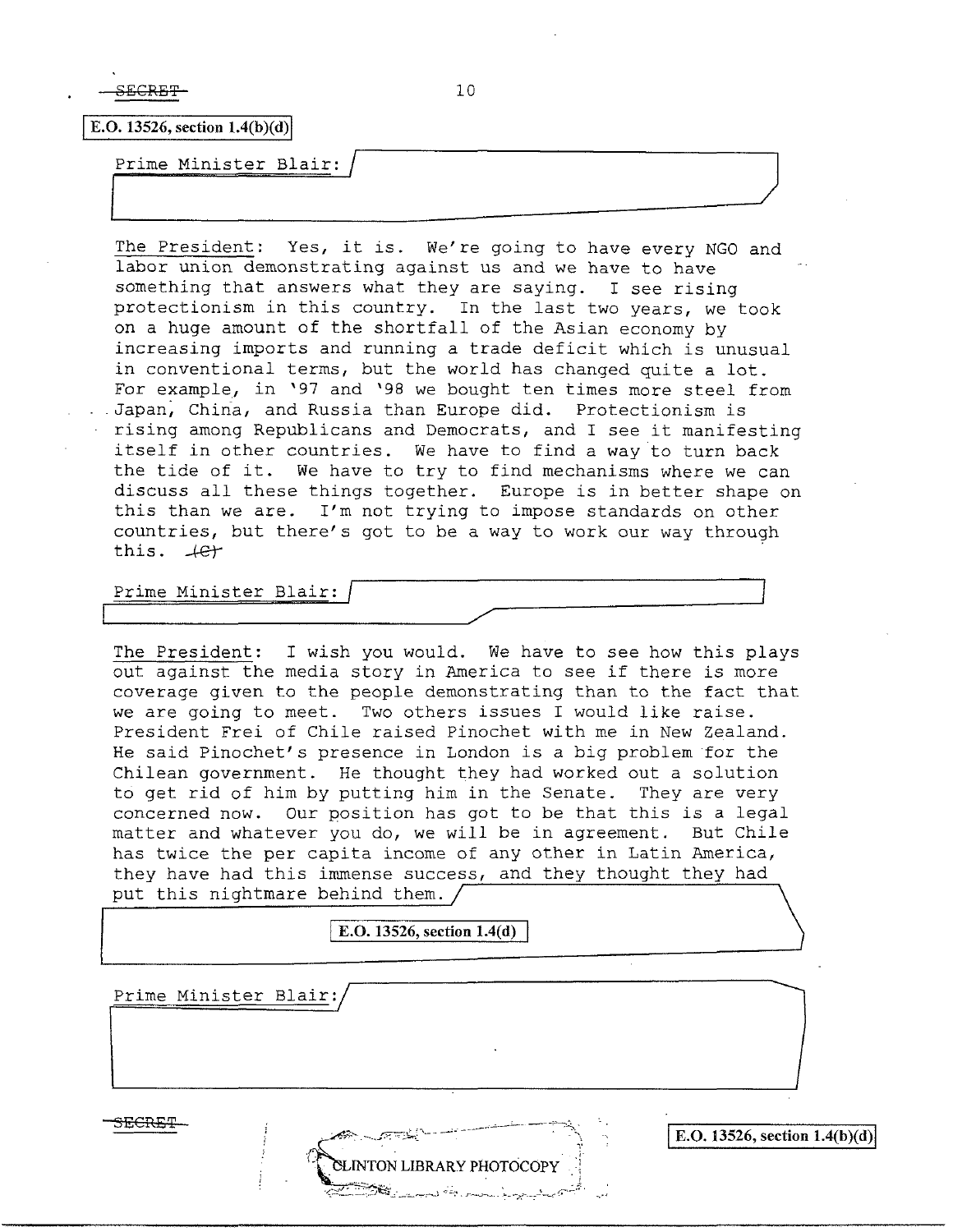SECRET

E.O. 13526, section 1.4(b)(d)

Prime Minister Blair:

The President: Yes, it is. We're going to have every NGO and labor union demonstrating against us and we have to have something that answers what they are saying. I see rising protectionism in this country. In the last two years, we took on a huge amount of the shortfall of the Asian economy by increasing imports and running a trade deficit which is unusual in conventional terms, but the world has changed quite a lot. For example, in '97 and '98 we bought ten times more steel from Japan, China, and Russia than Europe did. Protectionism is rising among Republicans and Democrats, and I see it manifesting itself in other countries. We have to find a way to turn back the tide of it. We have to try to find mechanisms where we can discuss all these things together. Europe is in better shape on this than we are. I'm not trying to impose standards on other countries, but there's got to be a way to work our way through this. (C)

Prime Minister Blair:

The President: I wish you would. We have to see how this plays out against the media story in America to see if there is more coverage given to the people demonstrating than to the fact that we are going to meet. Two others issues I would like raise. President Frei of Chile raised Pinochet with me in New Zealand. He said Pinochet's presence in London is a big problem for the Chilean government. He thought they had worked out a solution to get rid of him by putting him in the Senate. They are very concerned now. Our position has got to be that this is a legal matter and whatever you do, we will be in agreement. But Chile has twice the per capita income of any other in Latin America, they have had this immense success, and they thought they had put this nightmare behind them.

E.O. 13526, section 1.4(d)

Prime Minister Blair:

SECRET

E.O. 13526, section 1.4(b)(d)

CLINTON LIBRARY PHOTOCOPY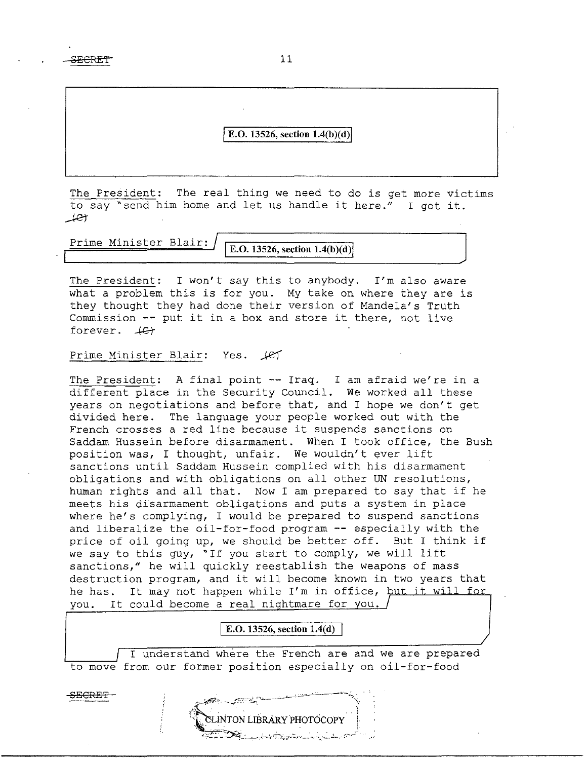E.O. 13526, section 1.4(b)(d)

The President: The real thing we need to do is get more victims to say "send him home and let us handle it here." I got it. (C)

Prime Minister Blair: E.O. 13526, section 1.4(b)(d)

The President: I won't say this to anybody. I'm also aware what a problem this is for you. My take on where they are is they thought they had done their version of Mandela's Truth Commission -- put it in a box and store it there, not live forever. (C)

Prime Minister Blair: Yes. (C)

The President: A final point -- Iraq. I am afraid we're in a different place in the Security Council. We worked all these years on negotiations and before that, and I hope we don't get divided here. The language your people worked out with the French crosses a red line because it suspends sanctions on Saddam Hussein before disarmament. When I took office, the Bush position was, I thought, unfair. We wouldn't ever lift sanctions until Saddam Hussein complied with his disarmament obligations and with obligations on all other UN resolutions, human rights and all that. Now I am prepared to say that if he meets his disarmament obligations and puts a system in place where he's complying, I would be prepared to suspend sanctions and liberalize the oil-for-food program -- especially with the price of oil going up, we should be better off. But I think if we say to this guy, "If you start to comply, we will lift sanctions," he will quickly reestablish the weapons of mass destruction program, and it will become known in two years that he has. It may not happen while I'm in office, but it will for you. It could become a real nightmare for you.

E.O. 13526, section 1.4(d)

I understand where the French are and we are prepared to move from our former position especially on oil-for-food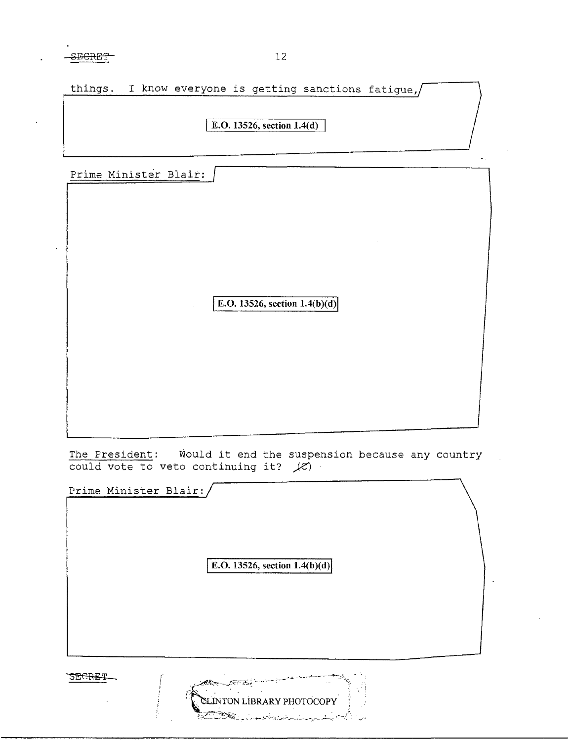things. I know everyone is getting sanctions fatigue,

E.O. 13526, section 1.4(d)

Prime Minister Blair:

E.O. 13526, section 1.4(b)(d)

The President: Would it end the suspension because any country could vote to veto continuing it? (C)

Prime Minister Blair:

E.O. 13526, section 1.4(b)(d)

CLINTON LIBRARY PHOTOCOPY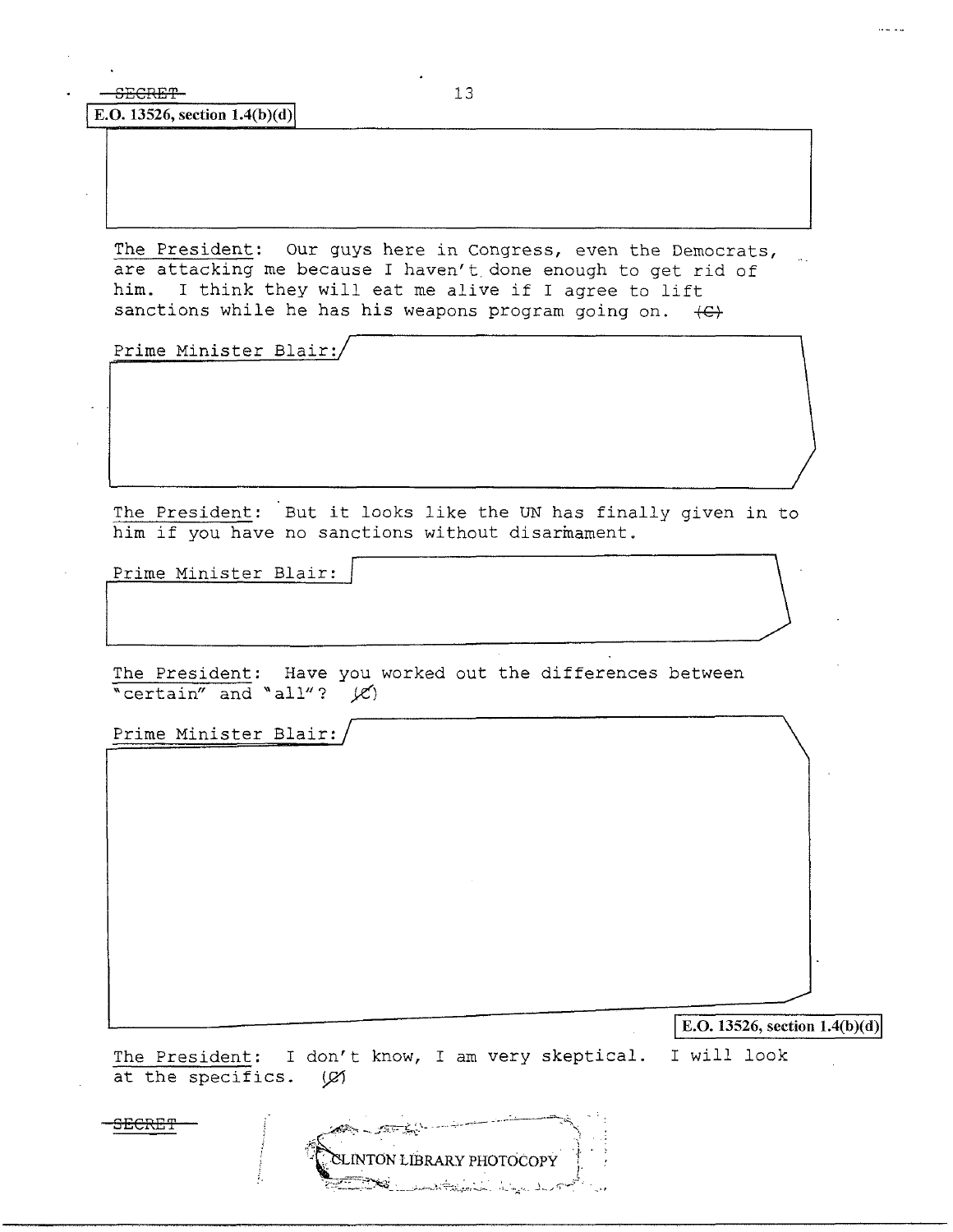~~SECRET~~

E.O. 13526, section 1.4(b)(d)

The President: Our guys here in Congress, even the Democrats, are attacking me because I haven't done enough to get rid of him. I think they will eat me alive if I agree to lift sanctions while he has his weapons program going on. ~~(C)~~

Prime Minister Blair:

The President: But it looks like the UN has finally given in to him if you have no sanctions without disarmament.

Prime Minister Blair:

The President: Have you worked out the differences between "certain" and "all"? ~~(C)~~

Prime Minister Blair:

E.O. 13526, section 1.4(b)(d)

The President: I don't know, I am very skeptical. I will look at the specifics. ~~(C)~~

~~SECRET~~

CLINTON LIBRARY PHOTOCOPY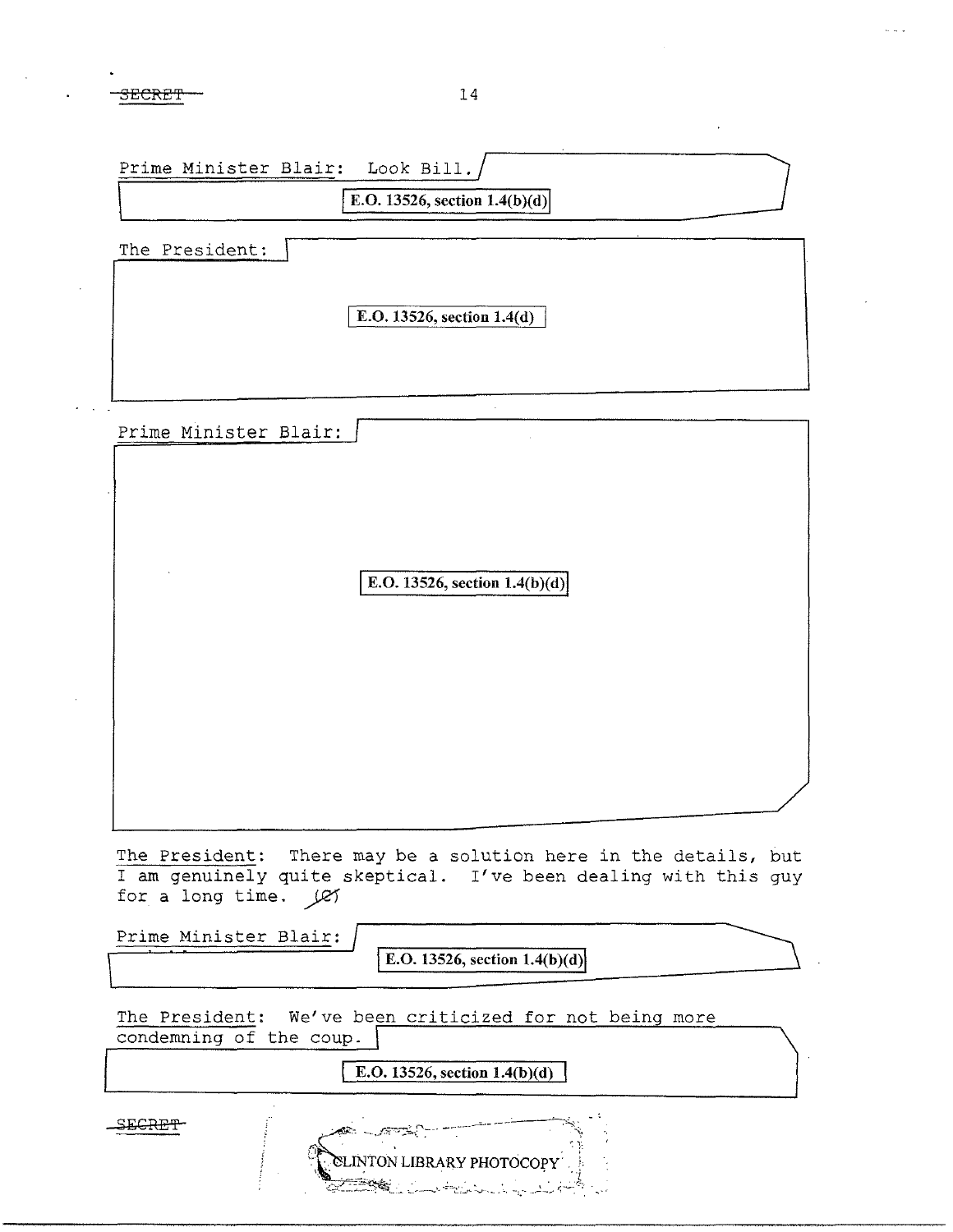SECRET

Prime Minister Blair: Look Bill.

E.O. 13526, section 1.4(b)(d)

The President:

E.O. 13526, section 1.4(d)

Prime Minister Blair:

E.O. 13526, section 1.4(b)(d)

The President: There may be a solution here in the details, but I am genuinely quite skeptical. I've been dealing with this guy for a long time. (C)

Prime Minister Blair:

E.O. 13526, section 1.4(b)(d)

The President: We've been criticized for not being more condemning of the coup.

E.O. 13526, section 1.4(b)(d)

SECRET

CLINTON LIBRARY PHOTOCOPY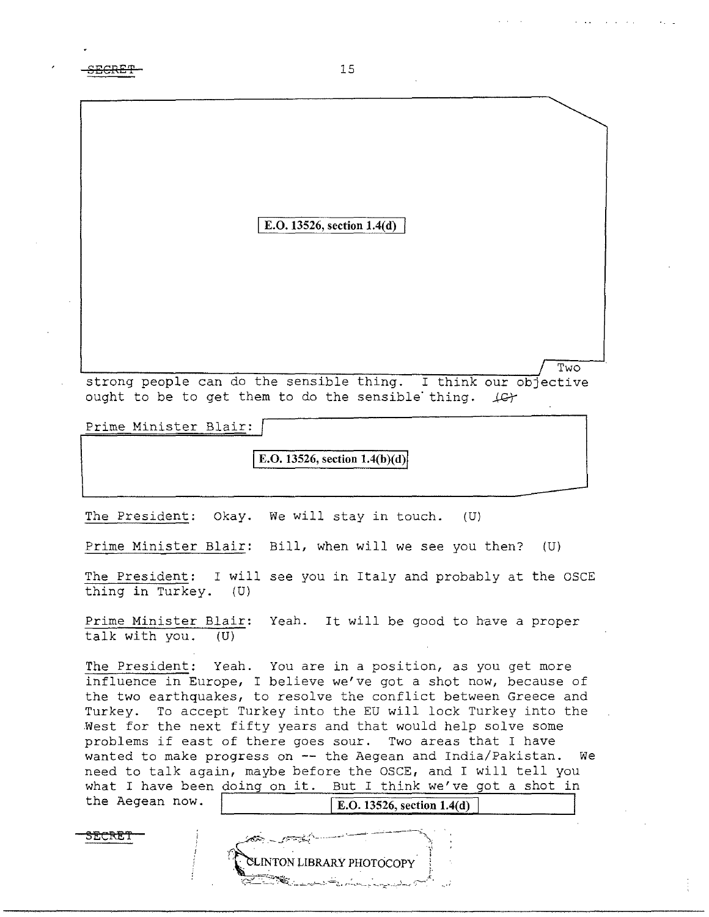E.O. 13526, section 1.4(d)

Two strong people can do the sensible thing. I think our objective ought to be to get them to do the sensible thing. (C)

Prime Minister Blair: E.O. 13526, section 1.4(b)(d)

The President: Okay. We will stay in touch. (U)

Prime Minister Blair: Bill, when will we see you then? (U)

The President: I will see you in Italy and probably at the OSCE thing in Turkey. (U)

Prime Minister Blair: Yeah. It will be good to have a proper talk with you. (U)

The President: Yeah. You are in a position, as you get more influence in Europe, I believe we've got a shot now, because of the two earthquakes, to resolve the conflict between Greece and Turkey. To accept Turkey into the EU will lock Turkey into the West for the next fifty years and that would help solve some problems if east of there goes sour. Two areas that I have wanted to make progress on -- the Aegean and India/Pakistan. We need to talk again, maybe before the OSCE, and I will tell you what I have been doing on it. But I think we've got a shot in the Aegean now. E.O. 13526, section 1.4(d)

CLINTON LIBRARY PHOTOCOPY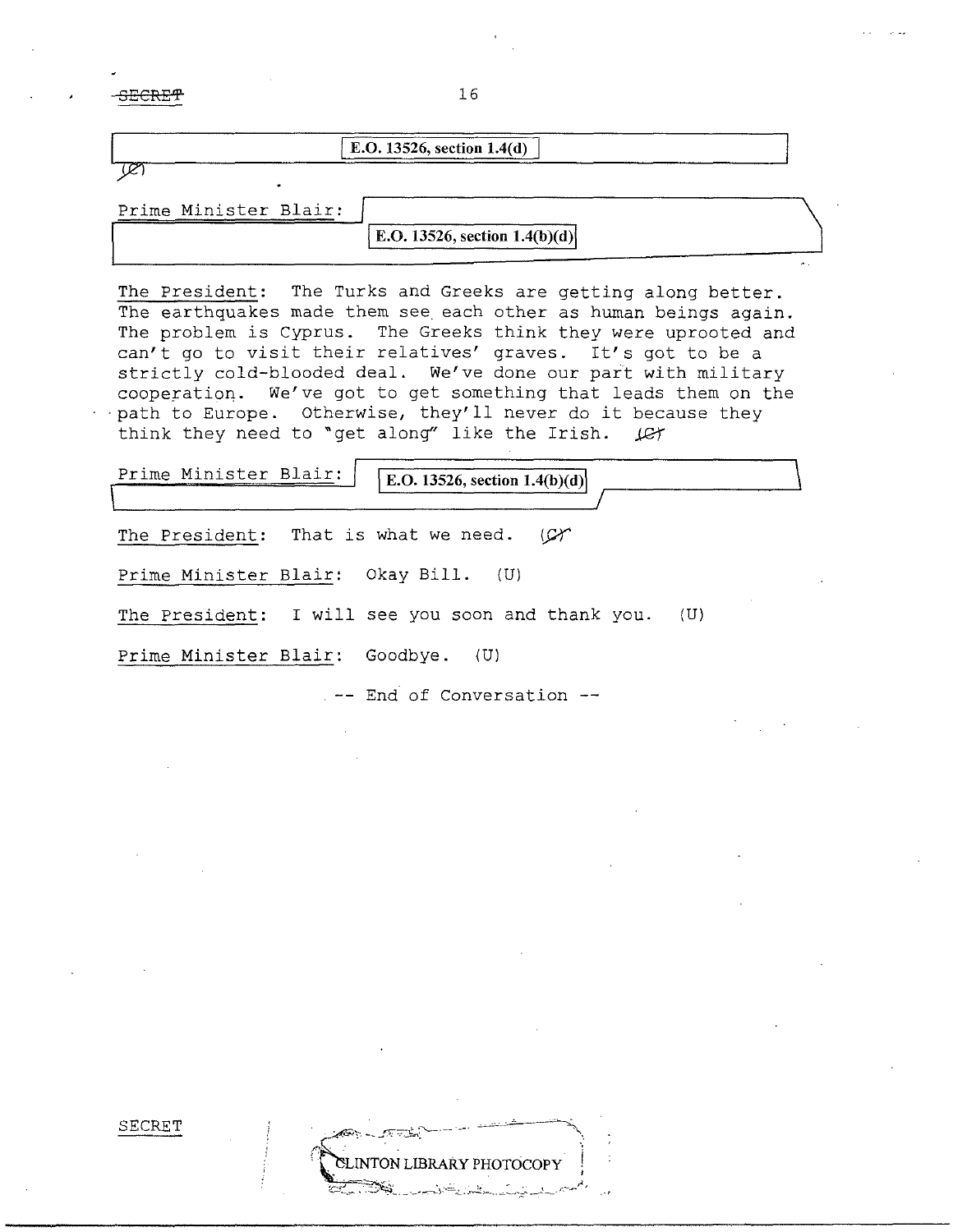E.O. 13526, section 1.4(d)

(C)

Prime Minister Blair: E.O. 13526, section 1.4(b)(d)

The President: The Turks and Greeks are getting along better. The earthquakes made them see each other as human beings again. The problem is Cyprus. The Greeks think they were uprooted and can't go to visit their relatives' graves. It's got to be a strictly cold-blooded deal. We've done our part with military cooperation. We've got to get something that leads them on the path to Europe. Otherwise, they'll never do it because they think they need to "get along" like the Irish. (C)

Prime Minister Blair: E.O. 13526, section 1.4(b)(d)

The President: That is what we need. (C)

Prime Minister Blair: Okay Bill. (U)

The President: I will see you soon and thank you. (U)

Prime Minister Blair: Goodbye. (U)

-- End of Conversation --

SECRET

CLINTON LIBRARY PHOTOCOPY